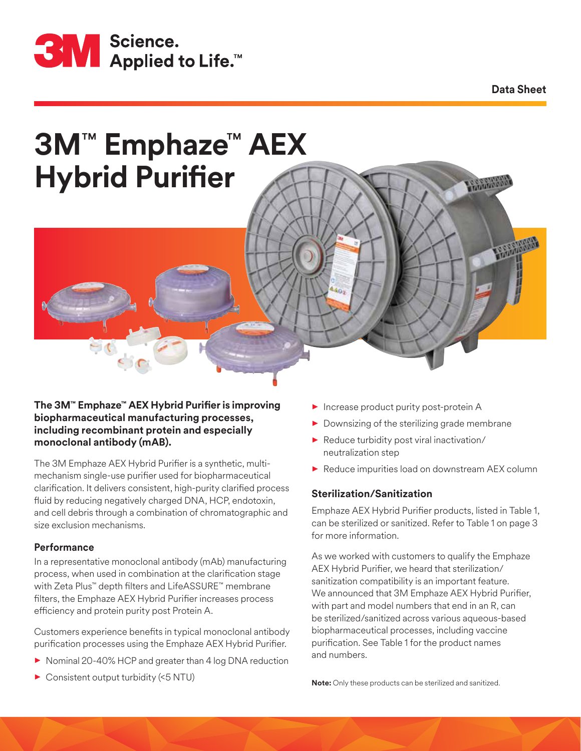3M Science. Applied to Life.™

Data Sheet

# 3M™ Emphaze™ AEX Hybrid Purifier

**The 3M™ Emphaze™ AEX Hybrid Purifier is improving biopharmaceutical manufacturing processes, including recombinant protein and especially monoclonal antibody (mAB).**

The 3M Emphaze AEX Hybrid Purifier is a synthetic, multi-mechanism single-use purifier used for biopharmaceutical clarification. It delivers consistent, high-purity clarified process fluid by reducing negatively charged DNA, HCP, endotoxin, and cell debris through a combination of chromatographic and size exclusion mechanisms.

### Performance

In a representative monoclonal antibody (mAb) manufacturing process, when used in combination at the clarification stage with Zeta Plus™ depth filters and LifeASSURE™ membrane filters, the Emphaze AEX Hybrid Purifier increases process efficiency and protein purity post Protein A.

Customers experience benefits in typical monoclonal antibody purification processes using the Emphaze AEX Hybrid Purifier.

- Nominal 20-40% HCP and greater than 4 log DNA reduction
- Consistent output turbidity (<5 NTU)
- Increase product purity post-protein A
- Downsizing of the sterilizing grade membrane
- Reduce turbidity post viral inactivation/neutralization step
- Reduce impurities load on downstream AEX column

### Sterilization/Sanitization

Emphaze AEX Hybrid Purifier products, listed in Table 1, can be sterilized or sanitized. Refer to Table 1 on page 3 for more information.

As we worked with customers to qualify the Emphaze AEX Hybrid Purifier, we heard that sterilization/sanitization compatibility is an important feature. We announced that 3M Emphaze AEX Hybrid Purifier, with part and model numbers that end in an R, can be sterilized/sanitized across various aqueous-based biopharmaceutical processes, including vaccine purification. See Table 1 for the product names and numbers.

**Note:** Only these products can be sterilized and sanitized.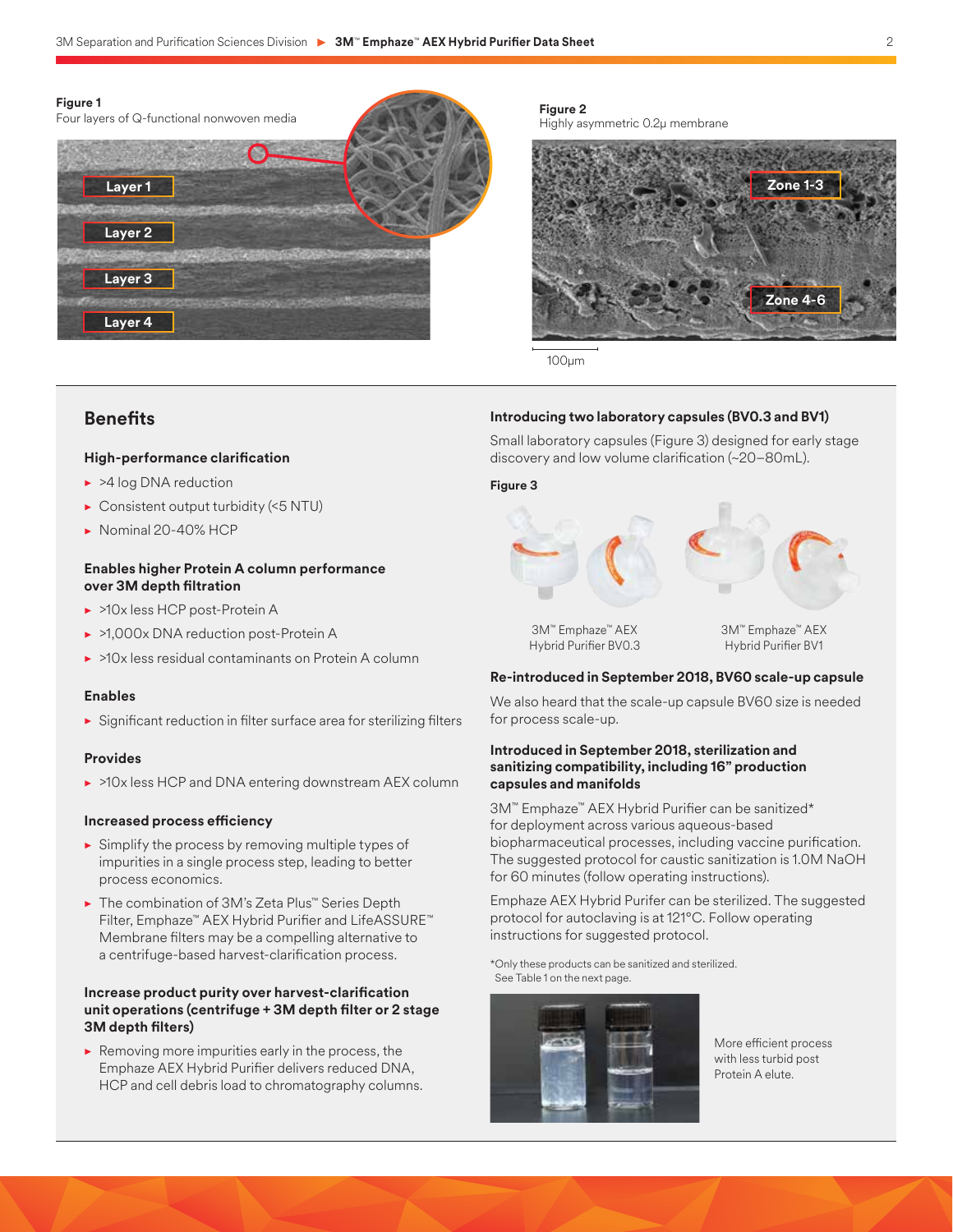**Figure 1**
Four layers of Q-functional nonwoven media

Layer 1

Layer 2

Layer 3

Layer 4

**Figure 2**
Highly asymmetric 0.2µ membrane

Zone 1-3

Zone 4-6

100µm

## Benefits

### High-performance clarification

- >4 log DNA reduction
- Consistent output turbidity (<5 NTU)
- Nominal 20-40% HCP

### Enables higher Protein A column performance over 3M depth filtration

- >10x less HCP post-Protein A
- >1,000x DNA reduction post-Protein A
- >10x less residual contaminants on Protein A column

### Enables

- Significant reduction in filter surface area for sterilizing filters

### Provides

- >10x less HCP and DNA entering downstream AEX column

### Increased process efficiency

- Simplify the process by removing multiple types of impurities in a single process step, leading to better process economics.
- The combination of 3M's Zeta Plus™ Series Depth Filter, Emphaze™ AEX Hybrid Purifier and LifeASSURE™ Membrane filters may be a compelling alternative to a centrifuge-based harvest-clarification process.

### Increase product purity over harvest-clarification unit operations (centrifuge + 3M depth filter or 2 stage 3M depth filters)

- Removing more impurities early in the process, the Emphaze AEX Hybrid Purifier delivers reduced DNA, HCP and cell debris load to chromatography columns.

### Introducing two laboratory capsules (BV0.3 and BV1)

Small laboratory capsules (Figure 3) designed for early stage discovery and low volume clarification (~20–80mL).

**Figure 3**

3M™ Emphaze™ AEX Hybrid Purifier BV0.3

3M™ Emphaze™ AEX Hybrid Purifier BV1

### Re-introduced in September 2018, BV60 scale-up capsule

We also heard that the scale-up capsule BV60 size is needed for process scale-up.

### Introduced in September 2018, sterilization and sanitizing compatibility, including 16" production capsules and manifolds

3M™ Emphaze™ AEX Hybrid Purifier can be sanitized* for deployment across various aqueous-based biopharmaceutical processes, including vaccine purification. The suggested protocol for caustic sanitization is 1.0M NaOH for 60 minutes (follow operating instructions).

Emphaze AEX Hybrid Purifer can be sterilized. The suggested protocol for autoclaving is at 121°C. Follow operating instructions for suggested protocol.

*Only these products can be sanitized and sterilized. See Table 1 on the next page.

More efficient process with less turbid post Protein A elute.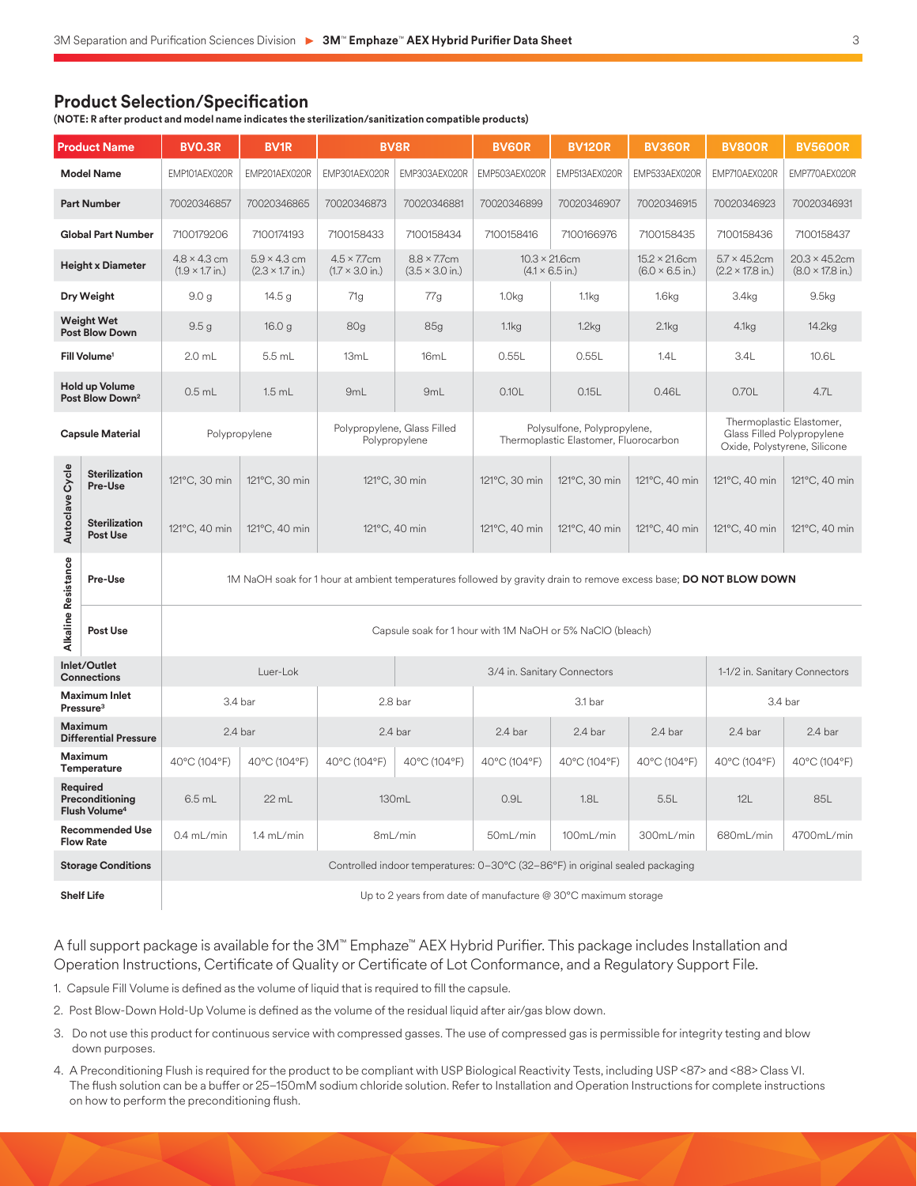## Product Selection/Specification

**(NOTE: R after product and model name indicates the sterilization/sanitization compatible products)**

| Product Name | | BV0.3R | BV1R | BV8R | | BV60R | BV120R | BV360R | BV800R | BV5600R |
|---|---|---|---|---|---|---|---|---|---|---|
| Model Name | | EMP101AEX020R | EMP201AEX020R | EMP301AEX020R | EMP303AEX020R | EMP503AEX020R | EMP513AEX020R | EMP533AEX020R | EMP710AEX020R | EMP770AEX020R |
| Part Number | | 70020346857 | 70020346865 | 70020346873 | 70020346881 | 70020346899 | 70020346907 | 70020346915 | 70020346923 | 70020346931 |
| Global Part Number | | 7100179206 | 7100174193 | 7100158433 | 7100158434 | 7100158416 | 7100166976 | 7100158435 | 7100158436 | 7100158437 |
| Height x Diameter | | 4.8 × 4.3 cm (1.9 × 1.7 in.) | 5.9 × 4.3 cm (2.3 × 1.7 in.) | 4.5 × 7.7cm (1.7 × 3.0 in.) | 8.8 × 7.7cm (3.5 × 3.0 in.) | 10.3 × 21.6cm (4.1 × 6.5 in.) | | 15.2 × 21.6cm (6.0 × 6.5 in.) | 5.7 × 45.2cm (2.2 × 17.8 in.) | 20.3 × 45.2cm (8.0 × 17.8 in.) |
| Dry Weight | | 9.0 g | 14.5 g | 71g | 77g | 1.0kg | 1.1kg | 1.6kg | 3.4kg | 9.5kg |
| Weight Wet Post Blow Down | | 9.5 g | 16.0 g | 80g | 85g | 1.1kg | 1.2kg | 2.1kg | 4.1kg | 14.2kg |
| Fill Volume[1] | | 2.0 mL | 5.5 mL | 13mL | 16mL | 0.55L | 0.55L | 1.4L | 3.4L | 10.6L |
| Hold up Volume Post Blow Down[2] | | 0.5 mL | 1.5 mL | 9mL | 9mL | 0.10L | 0.15L | 0.46L | 0.70L | 4.7L |
| Capsule Material | | Polypropylene | | Polypropylene, Glass Filled Polypropylene | | Polysulfone, Polypropylene, Thermoplastic Elastomer, Fluorocarbon | | | Thermoplastic Elastomer, Glass Filled Polypropylene Oxide, Polystyrene, Silicone | |
| Autoclave Cycle | Sterilization Pre-Use | 121°C, 30 min | 121°C, 30 min | 121°C, 30 min | | 121°C, 30 min | 121°C, 30 min | 121°C, 40 min | 121°C, 40 min | 121°C, 40 min |
| | Sterilization Post Use | 121°C, 40 min | 121°C, 40 min | 121°C, 40 min | | 121°C, 40 min | 121°C, 40 min | 121°C, 40 min | 121°C, 40 min | 121°C, 40 min |
| Alkaline Resistance | Pre-Use | 1M NaOH soak for 1 hour at ambient temperatures followed by gravity drain to remove excess base; **DO NOT BLOW DOWN** | | | | | | | | |
| | Post Use | Capsule soak for 1 hour with 1M NaOH or 5% NaClO (bleach) | | | | | | | | |
| Inlet/Outlet Connections | | Luer-Lok | | | 3/4 in. Sanitary Connectors | | | | 1-1/2 in. Sanitary Connectors | |
| Maximum Inlet Pressure[3] | | 3.4 bar | | 2.8 bar | | 3.1 bar | | | 3.4 bar | |
| Maximum Differential Pressure | | 2.4 bar | | 2.4 bar | | 2.4 bar | 2.4 bar | 2.4 bar | 2.4 bar | 2.4 bar |
| Maximum Temperature | | 40°C (104°F) | 40°C (104°F) | 40°C (104°F) | 40°C (104°F) | 40°C (104°F) | 40°C (104°F) | 40°C (104°F) | 40°C (104°F) | 40°C (104°F) |
| Required Preconditioning Flush Volume[4] | | 6.5 mL | 22 mL | 130mL | | 0.9L | 1.8L | 5.5L | 12L | 85L |
| Recommended Use Flow Rate | | 0.4 mL/min | 1.4 mL/min | 8mL/min | | 50mL/min | 100mL/min | 300mL/min | 680mL/min | 4700mL/min |
| Storage Conditions | | Controlled indoor temperatures: 0–30°C (32–86°F) in original sealed packaging | | | | | | | | |
| Shelf Life | | Up to 2 years from date of manufacture @ 30°C maximum storage | | | | | | | | |

A full support package is available for the 3M™ Emphaze™ AEX Hybrid Purifier. This package includes Installation and Operation Instructions, Certificate of Quality or Certificate of Lot Conformance, and a Regulatory Support File.

1. Capsule Fill Volume is defined as the volume of liquid that is required to fill the capsule.
2. Post Blow-Down Hold-Up Volume is defined as the volume of the residual liquid after air/gas blow down.
3. Do not use this product for continuous service with compressed gasses. The use of compressed gas is permissible for integrity testing and blow down purposes.
4. A Preconditioning Flush is required for the product to be compliant with USP Biological Reactivity Tests, including USP <87> and <88> Class VI. The flush solution can be a buffer or 25–150mM sodium chloride solution. Refer to Installation and Operation Instructions for complete instructions on how to perform the preconditioning flush.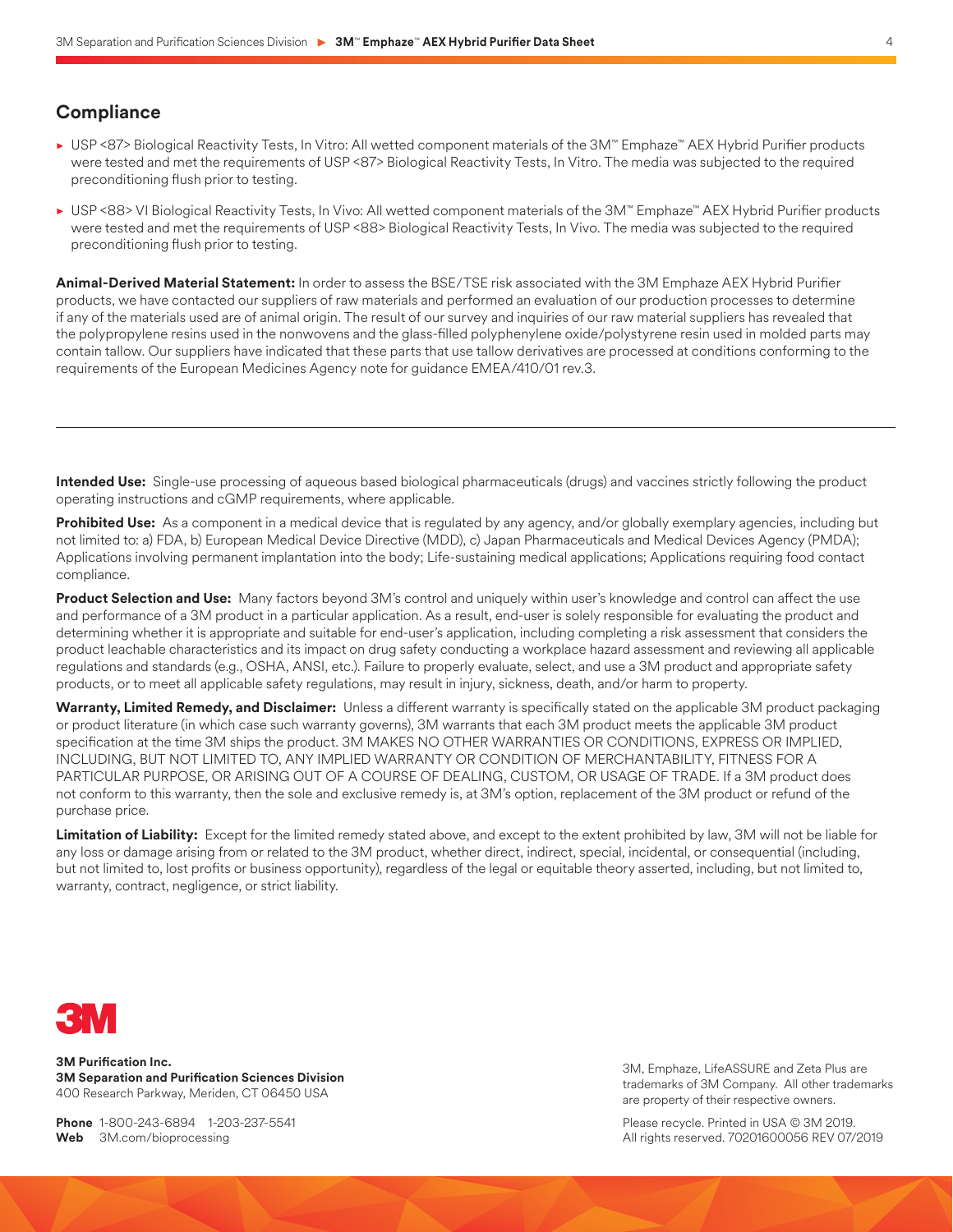## Compliance

- USP <87> Biological Reactivity Tests, In Vitro: All wetted component materials of the 3M™ Emphaze™ AEX Hybrid Purifier products were tested and met the requirements of USP <87> Biological Reactivity Tests, In Vitro. The media was subjected to the required preconditioning flush prior to testing.
- USP <88> VI Biological Reactivity Tests, In Vivo: All wetted component materials of the 3M™ Emphaze™ AEX Hybrid Purifier products were tested and met the requirements of USP <88> Biological Reactivity Tests, In Vivo. The media was subjected to the required preconditioning flush prior to testing.

**Animal-Derived Material Statement:** In order to assess the BSE/TSE risk associated with the 3M Emphaze AEX Hybrid Purifier products, we have contacted our suppliers of raw materials and performed an evaluation of our production processes to determine if any of the materials used are of animal origin. The result of our survey and inquiries of our raw material suppliers has revealed that the polypropylene resins used in the nonwovens and the glass-filled polyphenylene oxide/polystyrene resin used in molded parts may contain tallow. Our suppliers have indicated that these parts that use tallow derivatives are processed at conditions conforming to the requirements of the European Medicines Agency note for guidance EMEA/410/01 rev.3.

---

**Intended Use:** Single-use processing of aqueous based biological pharmaceuticals (drugs) and vaccines strictly following the product operating instructions and cGMP requirements, where applicable.

**Prohibited Use:** As a component in a medical device that is regulated by any agency, and/or globally exemplary agencies, including but not limited to: a) FDA, b) European Medical Device Directive (MDD), c) Japan Pharmaceuticals and Medical Devices Agency (PMDA); Applications involving permanent implantation into the body; Life-sustaining medical applications; Applications requiring food contact compliance.

**Product Selection and Use:** Many factors beyond 3M's control and uniquely within user's knowledge and control can affect the use and performance of a 3M product in a particular application. As a result, end-user is solely responsible for evaluating the product and determining whether it is appropriate and suitable for end-user's application, including completing a risk assessment that considers the product leachable characteristics and its impact on drug safety conducting a workplace hazard assessment and reviewing all applicable regulations and standards (e.g., OSHA, ANSI, etc.). Failure to properly evaluate, select, and use a 3M product and appropriate safety products, or to meet all applicable safety regulations, may result in injury, sickness, death, and/or harm to property.

**Warranty, Limited Remedy, and Disclaimer:** Unless a different warranty is specifically stated on the applicable 3M product packaging or product literature (in which case such warranty governs), 3M warrants that each 3M product meets the applicable 3M product specification at the time 3M ships the product. 3M MAKES NO OTHER WARRANTIES OR CONDITIONS, EXPRESS OR IMPLIED, INCLUDING, BUT NOT LIMITED TO, ANY IMPLIED WARRANTY OR CONDITION OF MERCHANTABILITY, FITNESS FOR A PARTICULAR PURPOSE, OR ARISING OUT OF A COURSE OF DEALING, CUSTOM, OR USAGE OF TRADE. If a 3M product does not conform to this warranty, then the sole and exclusive remedy is, at 3M's option, replacement of the 3M product or refund of the purchase price.

**Limitation of Liability:** Except for the limited remedy stated above, and except to the extent prohibited by law, 3M will not be liable for any loss or damage arising from or related to the 3M product, whether direct, indirect, special, incidental, or consequential (including, but not limited to, lost profits or business opportunity), regardless of the legal or equitable theory asserted, including, but not limited to, warranty, contract, negligence, or strict liability.

3M

**3M Purification Inc.**
**3M Separation and Purification Sciences Division**
400 Research Parkway, Meriden, CT 06450 USA

**Phone** 1-800-243-6894 1-203-237-5541
**Web** 3M.com/bioprocessing

3M, Emphaze, LifeASSURE and Zeta Plus are trademarks of 3M Company. All other trademarks are property of their respective owners.

Please recycle. Printed in USA © 3M 2019. All rights reserved. 70201600056 REV 07/2019